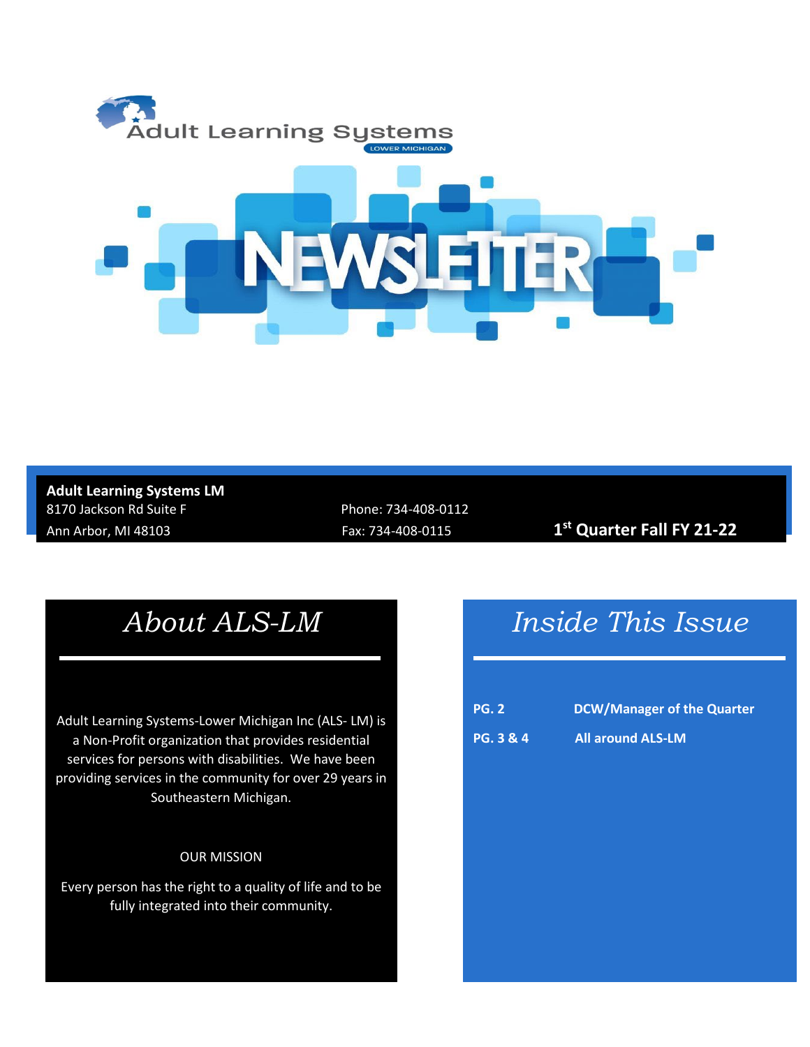# Adult Learning Systems

LOWER MICHIGAN

# NEWSLETTER

**Adult Learning Systems LM**
8170 Jackson Rd Suite F
Ann Arbor, MI 48103

Phone: 734-408-0112
Fax: 734-408-0115

**1st Quarter Fall FY 21-22**

## *About ALS-LM*

Adult Learning Systems-Lower Michigan Inc (ALS- LM) is a Non-Profit organization that provides residential services for persons with disabilities. We have been providing services in the community for over 29 years in Southeastern Michigan.

OUR MISSION

Every person has the right to a quality of life and to be fully integrated into their community.

## *Inside This Issue*

| | |
|---|---|
| **PG. 2** | **DCW/Manager of the Quarter** |
| **PG. 3 & 4** | **All around ALS-LM** |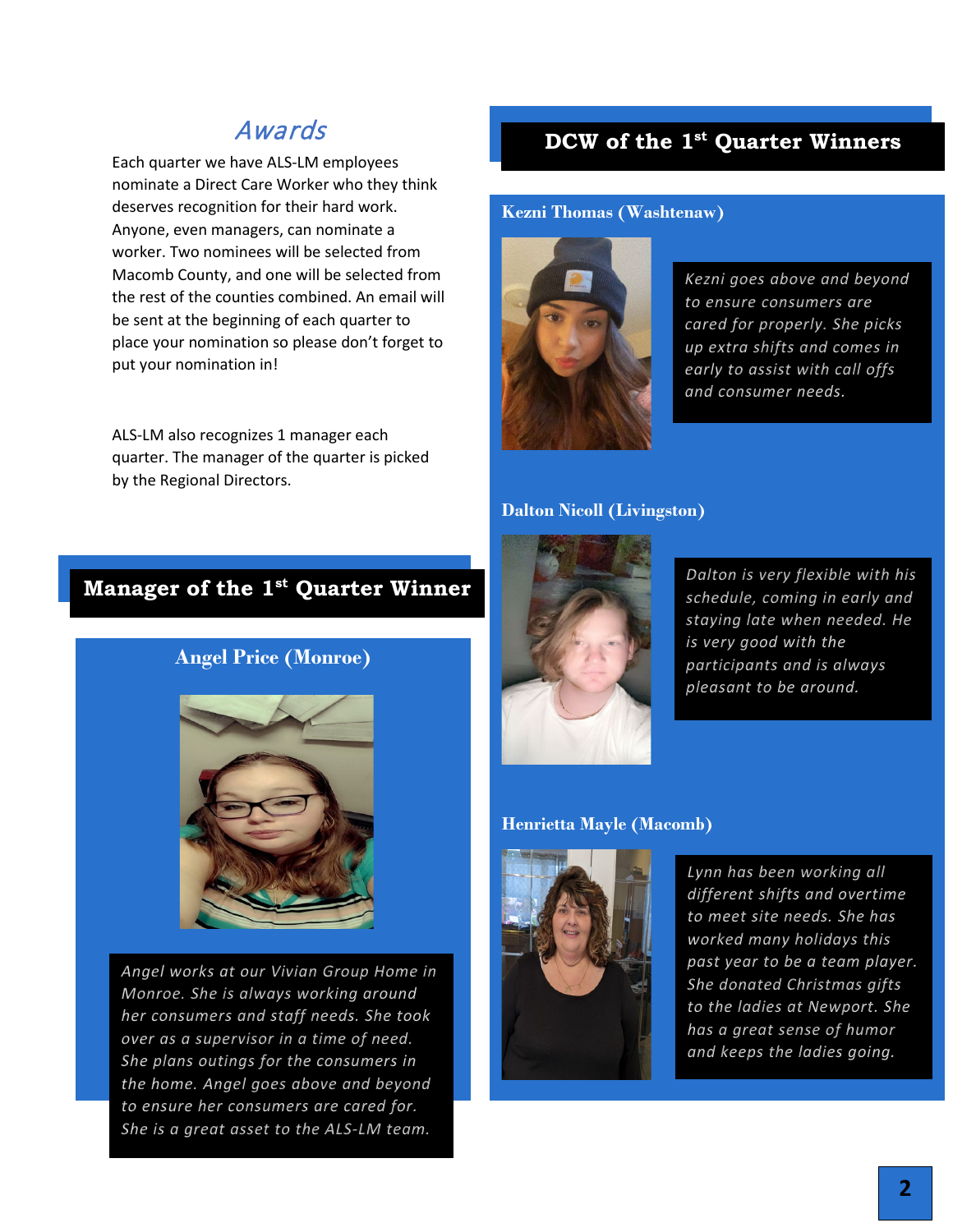## Awards

Each quarter we have ALS-LM employees nominate a Direct Care Worker who they think deserves recognition for their hard work. Anyone, even managers, can nominate a worker. Two nominees will be selected from Macomb County, and one will be selected from the rest of the counties combined. An email will be sent at the beginning of each quarter to place your nomination so please don't forget to put your nomination in!

ALS-LM also recognizes 1 manager each quarter. The manager of the quarter is picked by the Regional Directors.

## Manager of the 1st Quarter Winner

### Angel Price (Monroe)

*Angel works at our Vivian Group Home in Monroe. She is always working around her consumers and staff needs. She took over as a supervisor in a time of need. She plans outings for the consumers in the home. Angel goes above and beyond to ensure her consumers are cared for. She is a great asset to the ALS-LM team.*

## DCW of the 1st Quarter Winners

### Kezni Thomas (Washtenaw)

*Kezni goes above and beyond to ensure consumers are cared for properly. She picks up extra shifts and comes in early to assist with call offs and consumer needs.*

### Dalton Nicoll (Livingston)

*Dalton is very flexible with his schedule, coming in early and staying late when needed. He is very good with the participants and is always pleasant to be around.*

### Henrietta Mayle (Macomb)

*Lynn has been working all different shifts and overtime to meet site needs. She has worked many holidays this past year to be a team player. She donated Christmas gifts to the ladies at Newport. She has a great sense of humor and keeps the ladies going.*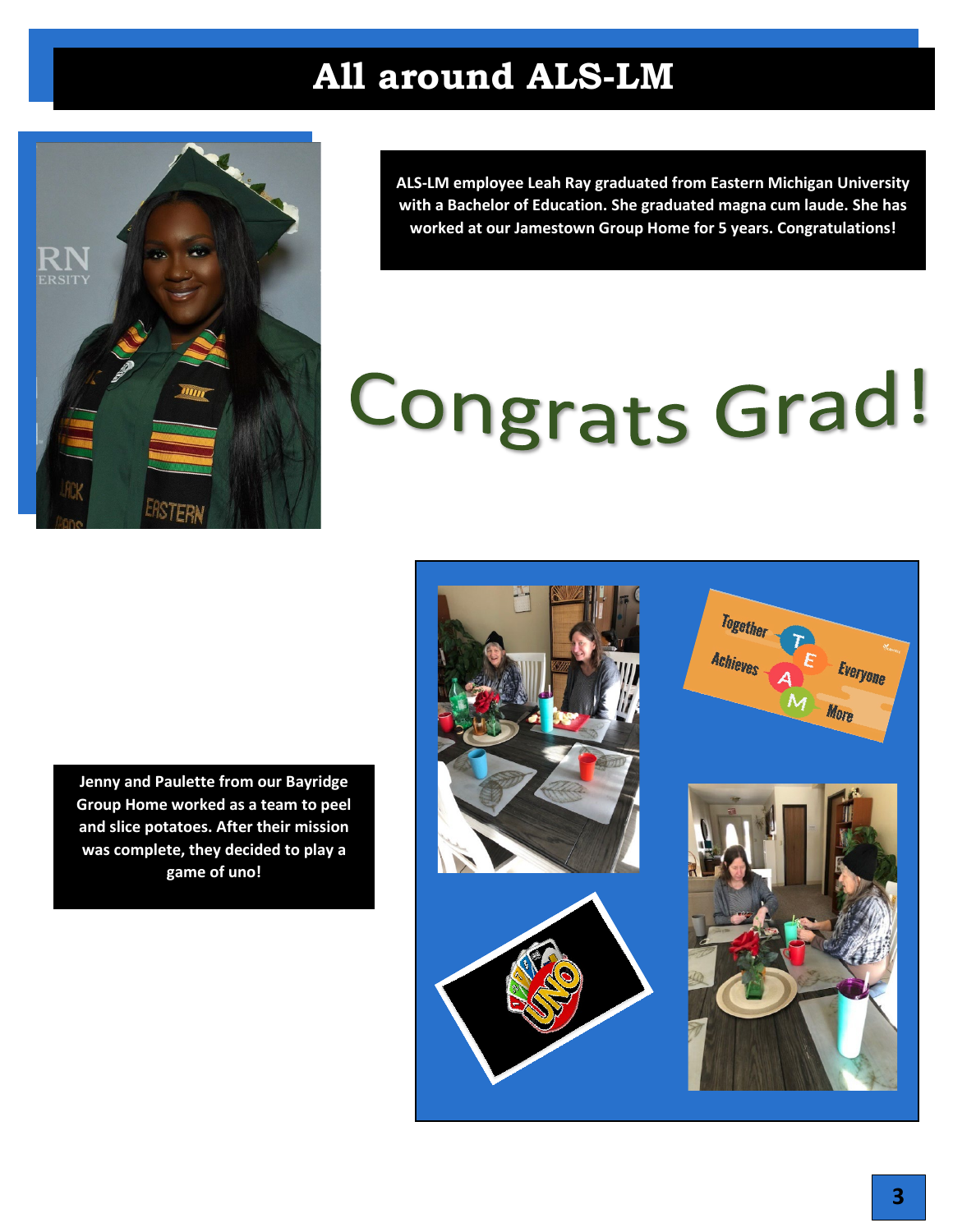# All around ALS-LM

ALS-LM employee Leah Ray graduated from Eastern Michigan University with a Bachelor of Education. She graduated magna cum laude. She has worked at our Jamestown Group Home for 5 years. Congratulations!

## Congrats Grad!

Jenny and Paulette from our Bayridge Group Home worked as a team to peel and slice potatoes. After their mission was complete, they decided to play a game of uno!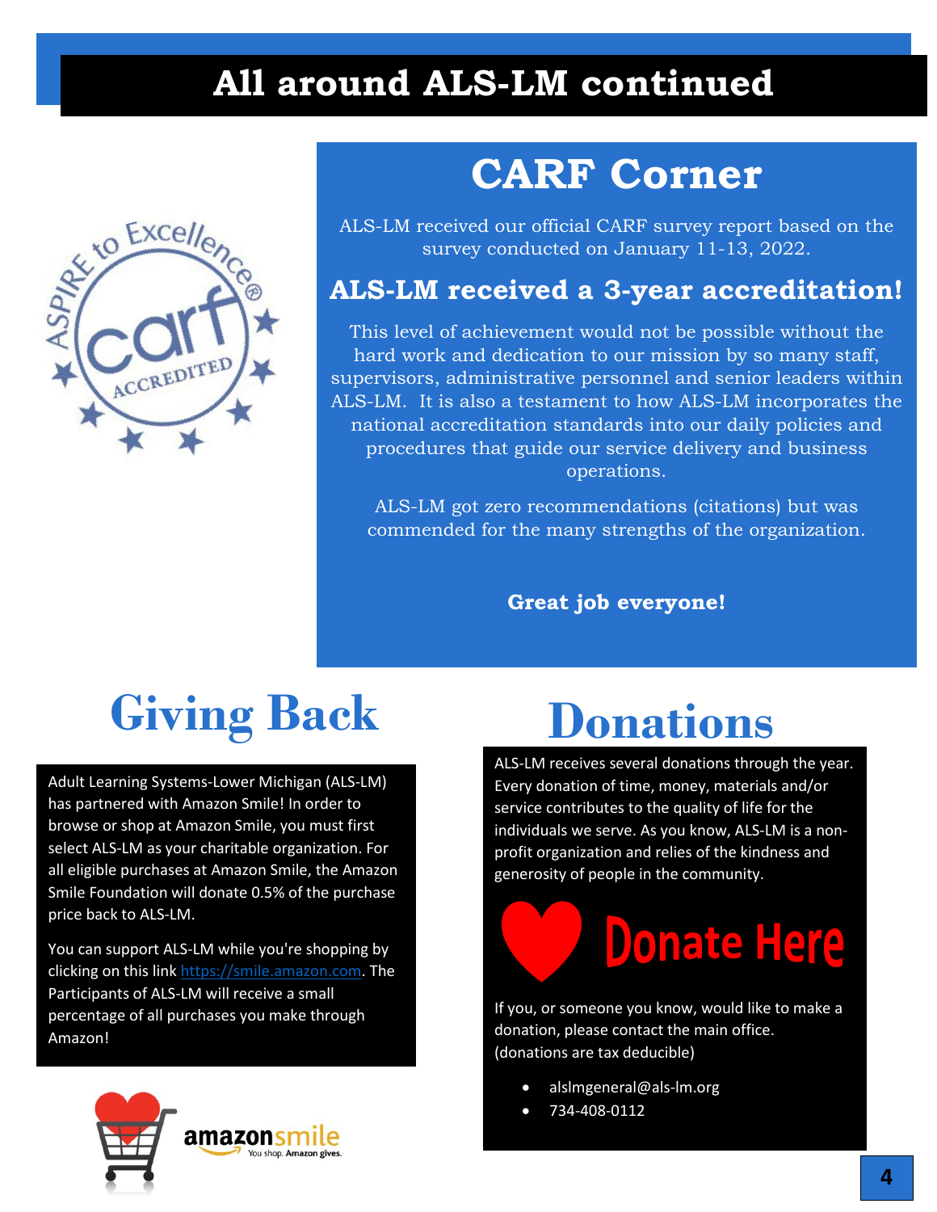# All around ALS-LM continued

## CARF Corner

ALS-LM received our official CARF survey report based on the survey conducted on January 11-13, 2022.

### ALS-LM received a 3-year accreditation!

This level of achievement would not be possible without the hard work and dedication to our mission by so many staff, supervisors, administrative personnel and senior leaders within ALS-LM. It is also a testament to how ALS-LM incorporates the national accreditation standards into our daily policies and procedures that guide our service delivery and business operations.

ALS-LM got zero recommendations (citations) but was commended for the many strengths of the organization.

**Great job everyone!**

## Giving Back

Adult Learning Systems-Lower Michigan (ALS-LM) has partnered with Amazon Smile! In order to browse or shop at Amazon Smile, you must first select ALS-LM as your charitable organization. For all eligible purchases at Amazon Smile, the Amazon Smile Foundation will donate 0.5% of the purchase price back to ALS-LM.

You can support ALS-LM while you're shopping by clicking on this link https://smile.amazon.com. The Participants of ALS-LM will receive a small percentage of all purchases you make through Amazon!

## Donations

ALS-LM receives several donations through the year. Every donation of time, money, materials and/or service contributes to the quality of life for the individuals we serve. As you know, ALS-LM is a non-profit organization and relies of the kindness and generosity of people in the community.

Donate Here

If you, or someone you know, would like to make a donation, please contact the main office. (donations are tax deducible)

- alslmgeneral@als-lm.org
- 734-408-0112